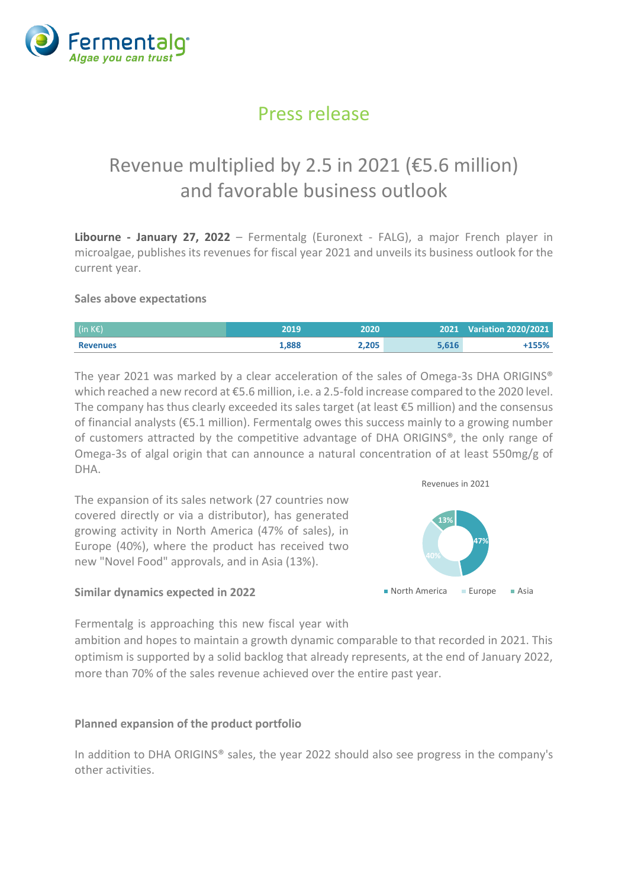Fermentalg
*Algae you can trust*

# Press release

## Revenue multiplied by 2.5 in 2021 (€5.6 million) and favorable business outlook

**Libourne - January 27, 2022** – Fermentalg (Euronext - FALG), a major French player in microalgae, publishes its revenues for fiscal year 2021 and unveils its business outlook for the current year.

### Sales above expectations

| (in K€) | 2019 | 2020 | 2021 | Variation 2020/2021 |
|---|---|---|---|---|
| **Revenues** | **1,888** | **2,205** | **5,616** | **+155%** |

The year 2021 was marked by a clear acceleration of the sales of Omega-3s DHA ORIGINS® which reached a new record at €5.6 million, i.e. a 2.5-fold increase compared to the 2020 level. The company has thus clearly exceeded its sales target (at least €5 million) and the consensus of financial analysts (€5.1 million). Fermentalg owes this success mainly to a growing number of customers attracted by the competitive advantage of DHA ORIGINS®, the only range of Omega-3s of algal origin that can announce a natural concentration of at least 550mg/g of DHA.

The expansion of its sales network (27 countries now covered directly or via a distributor), has generated growing activity in North America (47% of sales), in Europe (40%), where the product has received two new "Novel Food" approvals, and in Asia (13%).

Revenues in 2021

- North America: 47%
- Europe: 40%
- Asia: 13%

### Similar dynamics expected in 2022

Fermentalg is approaching this new fiscal year with ambition and hopes to maintain a growth dynamic comparable to that recorded in 2021. This optimism is supported by a solid backlog that already represents, at the end of January 2022, more than 70% of the sales revenue achieved over the entire past year.

### Planned expansion of the product portfolio

In addition to DHA ORIGINS® sales, the year 2022 should also see progress in the company's other activities.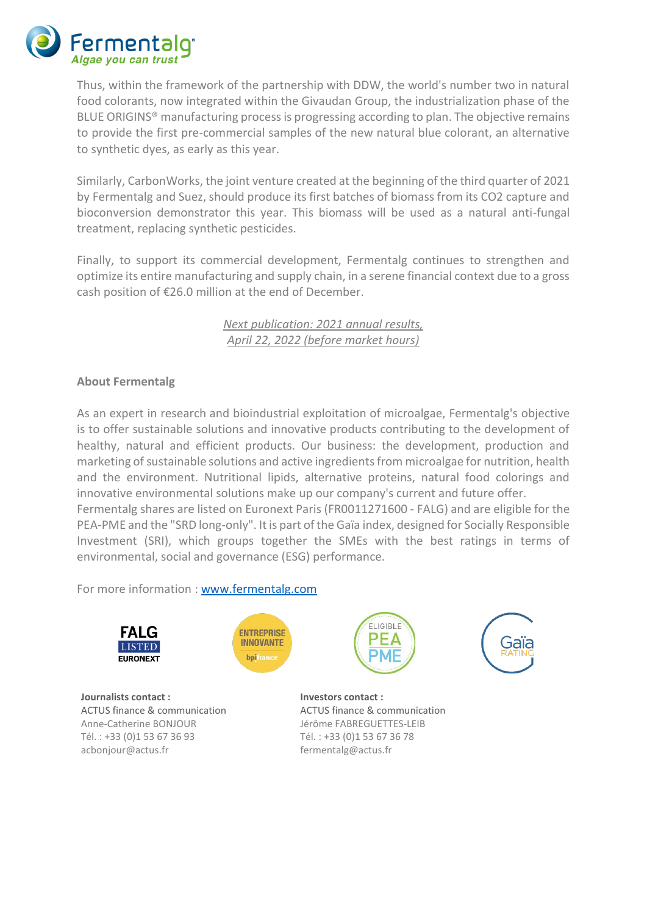Thus, within the framework of the partnership with DDW, the world's number two in natural food colorants, now integrated within the Givaudan Group, the industrialization phase of the BLUE ORIGINS® manufacturing process is progressing according to plan. The objective remains to provide the first pre-commercial samples of the new natural blue colorant, an alternative to synthetic dyes, as early as this year.

Similarly, CarbonWorks, the joint venture created at the beginning of the third quarter of 2021 by Fermentalg and Suez, should produce its first batches of biomass from its $CO_2$ capture and bioconversion demonstrator this year. This biomass will be used as a natural anti-fungal treatment, replacing synthetic pesticides.

Finally, to support its commercial development, Fermentalg continues to strengthen and optimize its entire manufacturing and supply chain, in a serene financial context due to a gross cash position of €26.0 million at the end of December.

*Next publication: 2021 annual results,*
*April 22, 2022 (before market hours)*

**About Fermentalg**

As an expert in research and bioindustrial exploitation of microalgae, Fermentalg's objective is to offer sustainable solutions and innovative products contributing to the development of healthy, natural and efficient products. Our business: the development, production and marketing of sustainable solutions and active ingredients from microalgae for nutrition, health and the environment. Nutritional lipids, alternative proteins, natural food colorings and innovative environmental solutions make up our company's current and future offer.
Fermentalg shares are listed on Euronext Paris (FR0011271600 - FALG) and are eligible for the PEA-PME and the "SRD long-only". It is part of the Gaïa index, designed for Socially Responsible Investment (SRI), which groups together the SMEs with the best ratings in terms of environmental, social and governance (ESG) performance.

For more information : [www.fermentalg.com](www.fermentalg.com)

**Journalists contact :**
ACTUS finance & communication
Anne-Catherine BONJOUR
Tél. : +33 (0)1 53 67 36 93
acbonjour@actus.fr

**Investors contact :**
ACTUS finance & communication
Jérôme FABREGUETTES-LEIB
Tél. : +33 (0)1 53 67 36 78
fermentalg@actus.fr